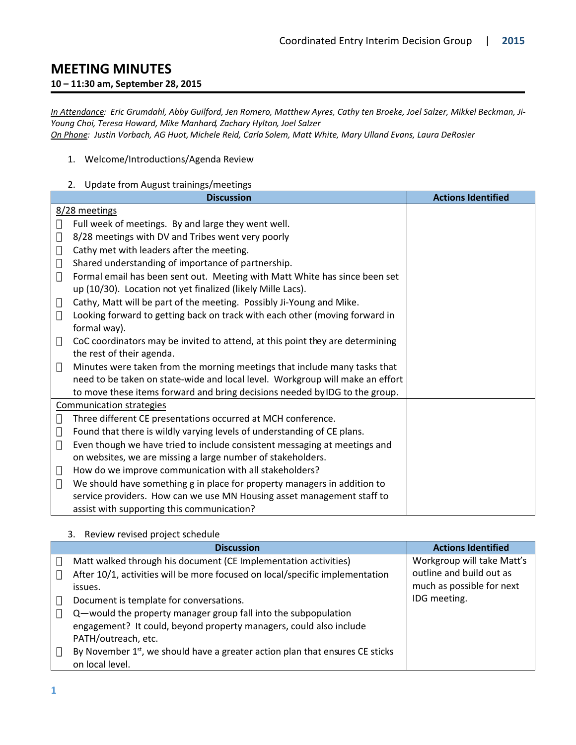# MEETING MINUTES

**10 – 11:30 am, September 28, 2015**

*In Attendance: Eric Grumdahl, Abby Guilford, Jen Romero, Matthew Ayres, Cathy ten Broeke, Joel Salzer, Mikkel Beckman, Ji-Young Choi, Teresa Howard, Mike Manhard, Zachary Hylton, Joel Salzer*
*On Phone: Justin Vorbach, AG Huot, Michele Reid, Carla Solem, Matt White, Mary Ulland Evans, Laura DeRosier*

1. Welcome/Introductions/Agenda Review

2. Update from August trainings/meetings

| Discussion | Actions Identified |
|---|---|
| 8/28 meetings<br>- Full week of meetings. By and large they went well.<br>- 8/28 meetings with DV and Tribes went very poorly<br>- Cathy met with leaders after the meeting.<br>- Shared understanding of importance of partnership.<br>- Formal email has been sent out. Meeting with Matt White has since been set up (10/30). Location not yet finalized (likely Mille Lacs).<br>- Cathy, Matt will be part of the meeting. Possibly Ji-Young and Mike.<br>- Looking forward to getting back on track with each other (moving forward in formal way).<br>- CoC coordinators may be invited to attend, at this point they are determining the rest of their agenda.<br>- Minutes were taken from the morning meetings that include many tasks that need to be taken on state-wide and local level. Workgroup will make an effort to move these items forward and bring decisions needed by IDG to the group. | |
| Communication strategies<br>- Three different CE presentations occurred at MCH conference.<br>- Found that there is wildly varying levels of understanding of CE plans.<br>- Even though we have tried to include consistent messaging at meetings and on websites, we are missing a large number of stakeholders.<br>- How do we improve communication with all stakeholders?<br>- We should have something g in place for property managers in addition to service providers. How can we use MN Housing asset management staff to assist with supporting this communication? | |

3. Review revised project schedule

| Discussion | Actions Identified |
|---|---|
| - Matt walked through his document (CE Implementation activities)<br>- After 10/1, activities will be more focused on local/specific implementation issues.<br>- Document is template for conversations.<br>- Q—would the property manager group fall into the subpopulation engagement? It could, beyond property managers, could also include PATH/outreach, etc.<br>- By November 1st, we should have a greater action plan that ensures CE sticks on local level. | Workgroup will take Matt's outline and build out as much as possible for next IDG meeting. |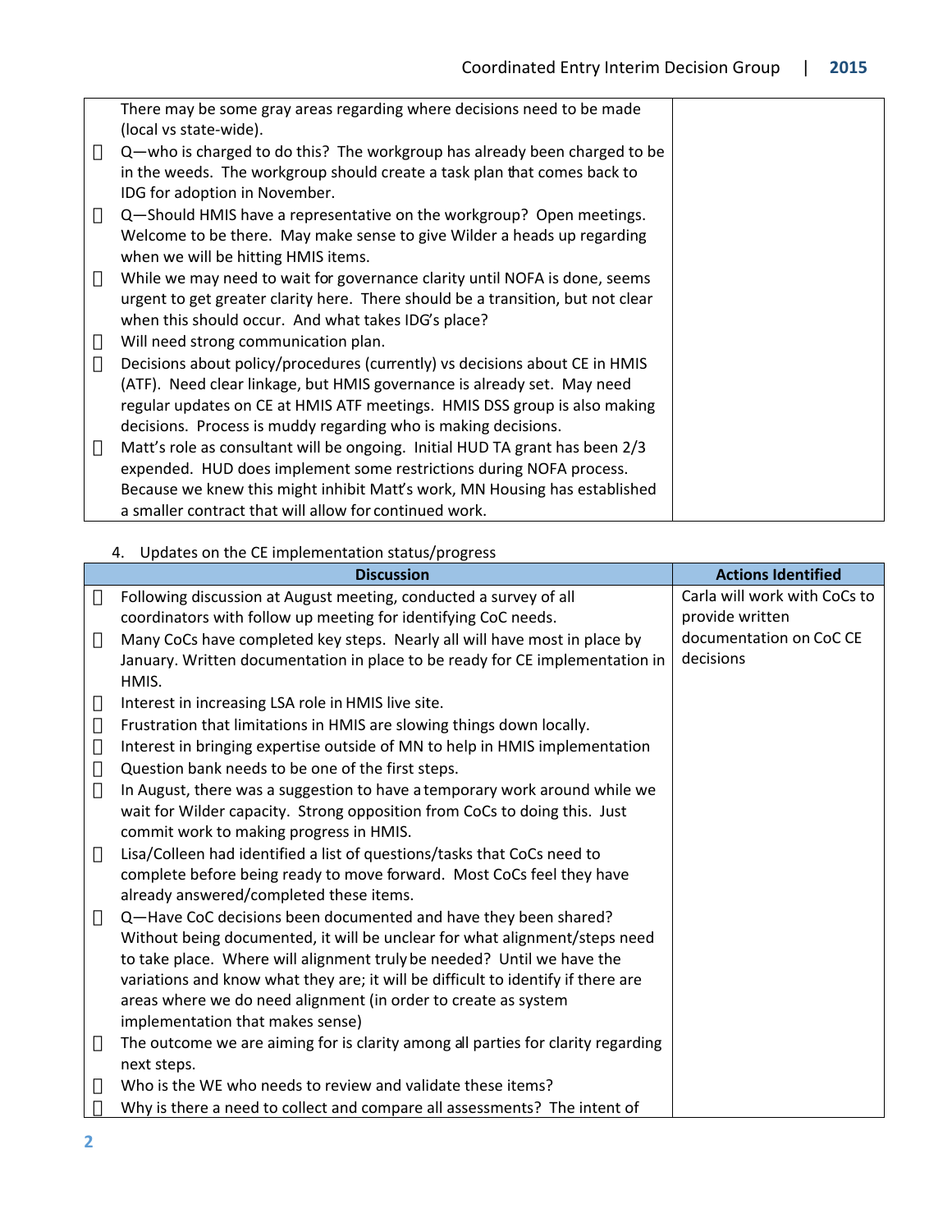| | |
|---|---|
| There may be some gray areas regarding where decisions need to be made (local vs state-wide).<br>- Q—who is charged to do this? The workgroup has already been charged to be in the weeds. The workgroup should create a task plan that comes back to IDG for adoption in November.<br>- Q—Should HMIS have a representative on the workgroup? Open meetings. Welcome to be there. May make sense to give Wilder a heads up regarding when we will be hitting HMIS items.<br>- While we may need to wait for governance clarity until NOFA is done, seems urgent to get greater clarity here. There should be a transition, but not clear when this should occur. And what takes IDG's place?<br>- Will need strong communication plan.<br>- Decisions about policy/procedures (currently) vs decisions about CE in HMIS (ATF). Need clear linkage, but HMIS governance is already set. May need regular updates on CE at HMIS ATF meetings. HMIS DSS group is also making decisions. Process is muddy regarding who is making decisions.<br>- Matt's role as consultant will be ongoing. Initial HUD TA grant has been 2/3 expended. HUD does implement some restrictions during NOFA process. Because we knew this might inhibit Matt's work, MN Housing has established a smaller contract that will allow for continued work. | |

4. Updates on the CE implementation status/progress

| Discussion | Actions Identified |
|---|---|
| - Following discussion at August meeting, conducted a survey of all coordinators with follow up meeting for identifying CoC needs.<br>- Many CoCs have completed key steps. Nearly all will have most in place by January. Written documentation in place to be ready for CE implementation in HMIS.<br>- Interest in increasing LSA role in HMIS live site.<br>- Frustration that limitations in HMIS are slowing things down locally.<br>- Interest in bringing expertise outside of MN to help in HMIS implementation<br>- Question bank needs to be one of the first steps.<br>- In August, there was a suggestion to have a temporary work around while we wait for Wilder capacity. Strong opposition from CoCs to doing this. Just commit work to making progress in HMIS.<br>- Lisa/Colleen had identified a list of questions/tasks that CoCs need to complete before being ready to move forward. Most CoCs feel they have already answered/completed these items.<br>- Q—Have CoC decisions been documented and have they been shared? Without being documented, it will be unclear for what alignment/steps need to take place. Where will alignment truly be needed? Until we have the variations and know what they are; it will be difficult to identify if there are areas where we do need alignment (in order to create as system implementation that makes sense)<br>- The outcome we are aiming for is clarity among all parties for clarity regarding next steps.<br>- Who is the WE who needs to review and validate these items?<br>- Why is there a need to collect and compare all assessments? The intent of | Carla will work with CoCs to provide written documentation on CoC CE decisions |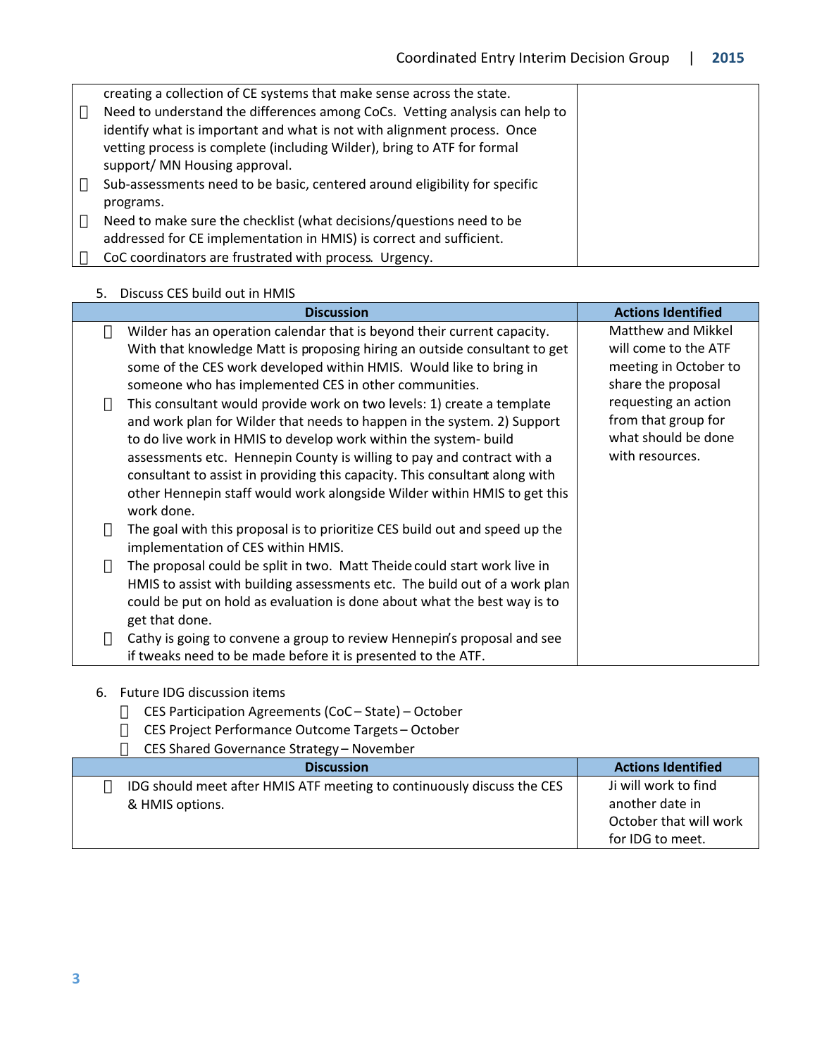| | |
|---|---|
| creating a collection of CE systems that make sense across the state.<br>- Need to understand the differences among CoCs. Vetting analysis can help to identify what is important and what is not with alignment process. Once vetting process is complete (including Wilder), bring to ATF for formal support/ MN Housing approval.<br>- Sub-assessments need to be basic, centered around eligibility for specific programs.<br>- Need to make sure the checklist (what decisions/questions need to be addressed for CE implementation in HMIS) is correct and sufficient.<br>- CoC coordinators are frustrated with process. Urgency. | |

5. Discuss CES build out in HMIS

| Discussion | Actions Identified |
|---|---|
| - Wilder has an operation calendar that is beyond their current capacity. With that knowledge Matt is proposing hiring an outside consultant to get some of the CES work developed within HMIS. Would like to bring in someone who has implemented CES in other communities.<br>- This consultant would provide work on two levels: 1) create a template and work plan for Wilder that needs to happen in the system. 2) Support to do live work in HMIS to develop work within the system- build assessments etc. Hennepin County is willing to pay and contract with a consultant to assist in providing this capacity. This consultant along with other Hennepin staff would work alongside Wilder within HMIS to get this work done.<br>- The goal with this proposal is to prioritize CES build out and speed up the implementation of CES within HMIS.<br>- The proposal could be split in two. Matt Theide could start work live in HMIS to assist with building assessments etc. The build out of a work plan could be put on hold as evaluation is done about what the best way is to get that done.<br>- Cathy is going to convene a group to review Hennepin's proposal and see if tweaks need to be made before it is presented to the ATF. | Matthew and Mikkel will come to the ATF meeting in October to share the proposal requesting an action from that group for what should be done with resources. |

6. Future IDG discussion items
   - CES Participation Agreements (CoC – State) – October
   - CES Project Performance Outcome Targets – October
   - CES Shared Governance Strategy – November

| Discussion | Actions Identified |
|---|---|
| - IDG should meet after HMIS ATF meeting to continuously discuss the CES & HMIS options. | Ji will work to find another date in October that will work for IDG to meet. |